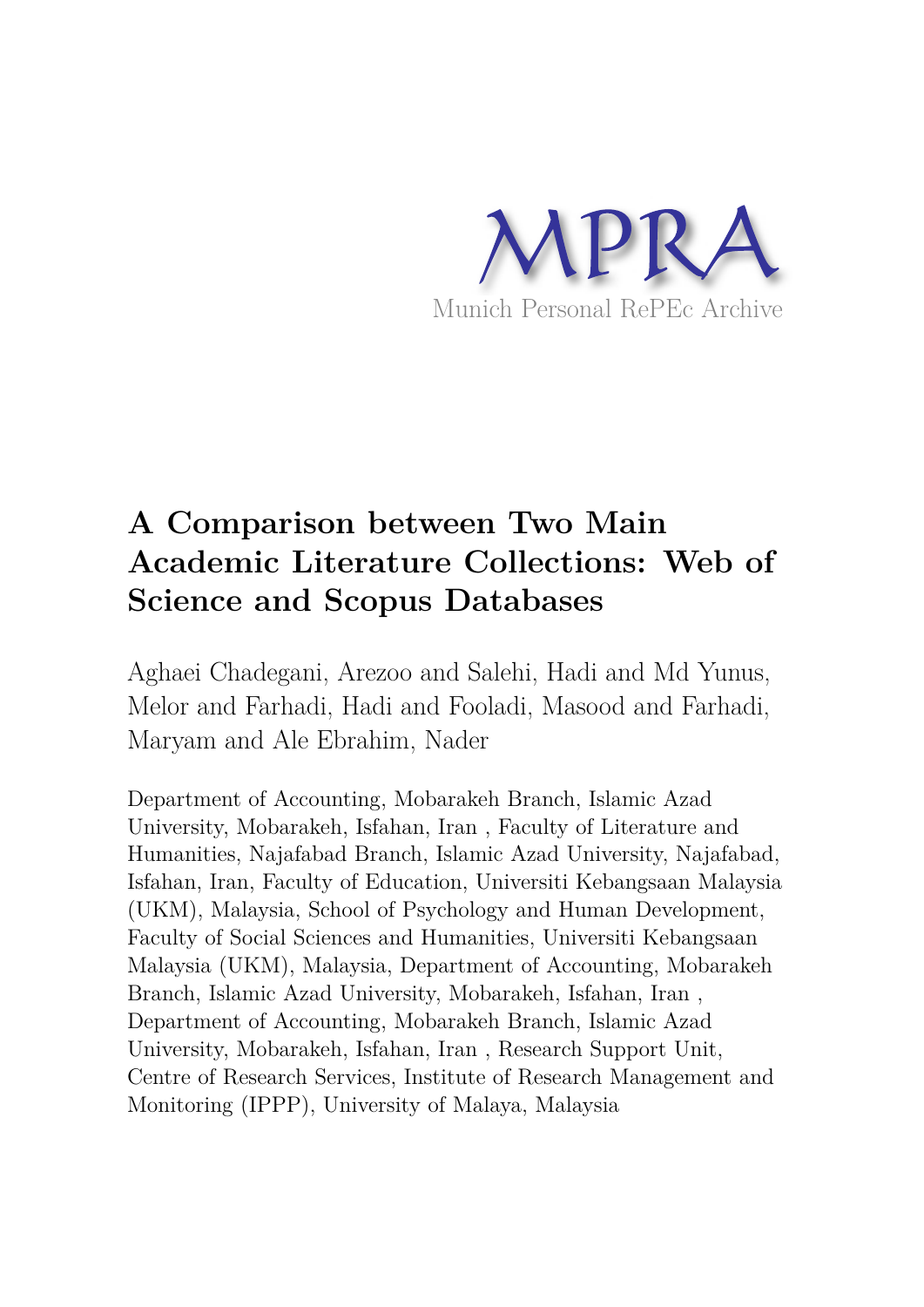MPRA

Munich Personal RePEc Archive

# A Comparison between Two Main Academic Literature Collections: Web of Science and Scopus Databases

Aghaei Chadegani, Arezoo and Salehi, Hadi and Md Yunus, Melor and Farhadi, Hadi and Fooladi, Masood and Farhadi, Maryam and Ale Ebrahim, Nader

Department of Accounting, Mobarakeh Branch, Islamic Azad University, Mobarakeh, Isfahan, Iran , Faculty of Literature and Humanities, Najafabad Branch, Islamic Azad University, Najafabad, Isfahan, Iran, Faculty of Education, Universiti Kebangsaan Malaysia (UKM), Malaysia, School of Psychology and Human Development, Faculty of Social Sciences and Humanities, Universiti Kebangsaan Malaysia (UKM), Malaysia, Department of Accounting, Mobarakeh Branch, Islamic Azad University, Mobarakeh, Isfahan, Iran , Department of Accounting, Mobarakeh Branch, Islamic Azad University, Mobarakeh, Isfahan, Iran , Research Support Unit, Centre of Research Services, Institute of Research Management and Monitoring (IPPP), University of Malaya, Malaysia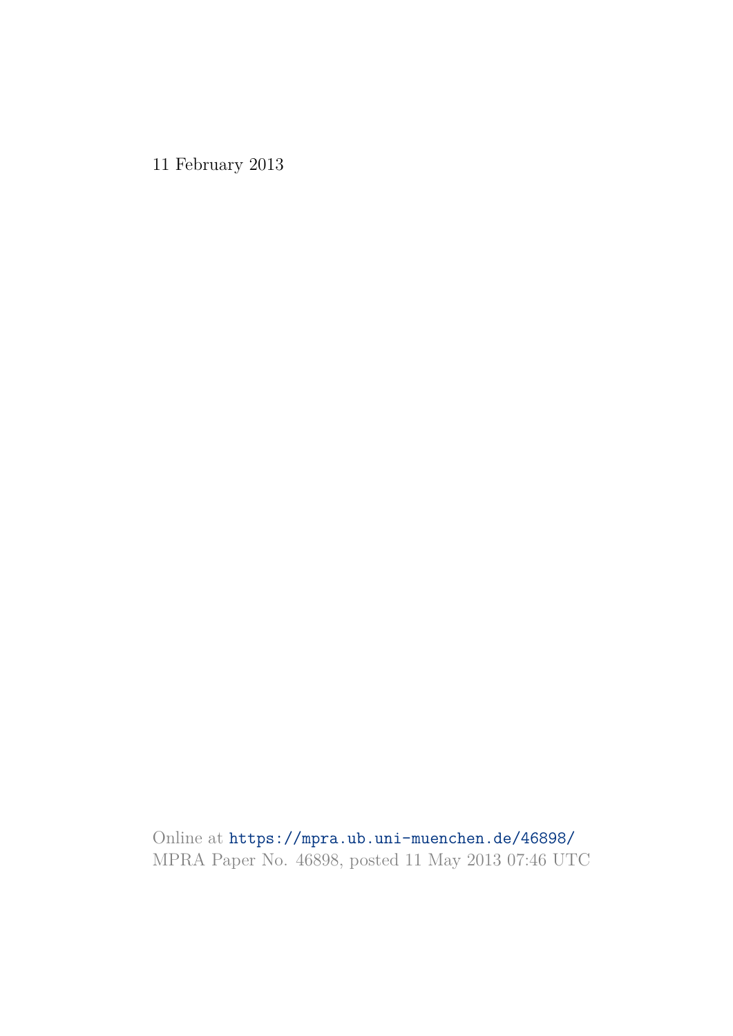11 February 2013

Online at https://mpra.ub.uni-muenchen.de/46898/
MPRA Paper No. 46898, posted 11 May 2013 07:46 UTC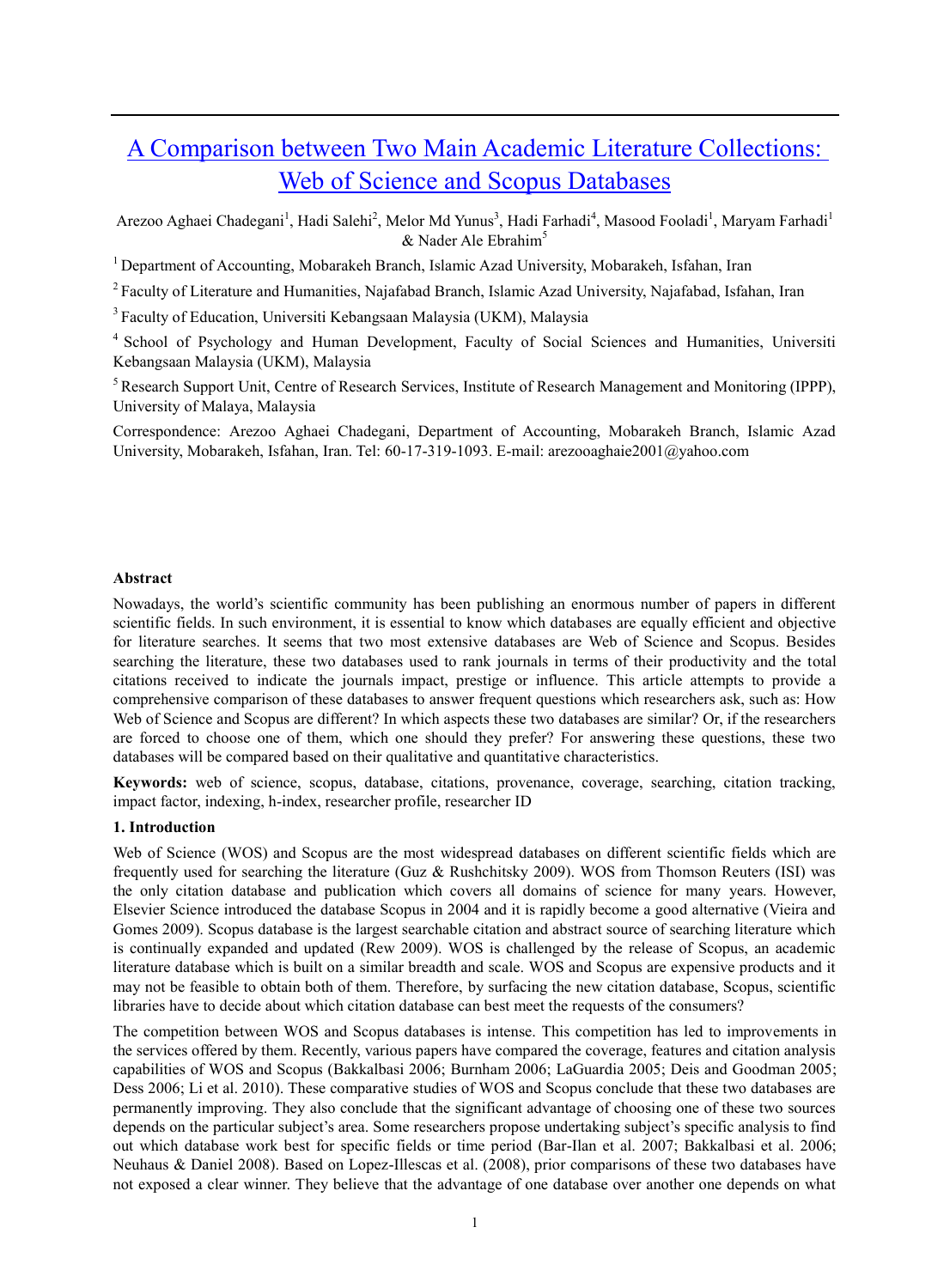# [A Comparison between Two Main Academic Literature Collections: Web of Science and Scopus Databases]()

Arezoo Aghaei Chadegani[1], Hadi Salehi[2], Melor Md Yunus[3], Hadi Farhadi[4], Masood Fooladi[1], Maryam Farhadi[1] & Nader Ale Ebrahim[5]

[1] Department of Accounting, Mobarakeh Branch, Islamic Azad University, Mobarakeh, Isfahan, Iran

[2] Faculty of Literature and Humanities, Najafabad Branch, Islamic Azad University, Najafabad, Isfahan, Iran

[3] Faculty of Education, Universiti Kebangsaan Malaysia (UKM), Malaysia

[4] School of Psychology and Human Development, Faculty of Social Sciences and Humanities, Universiti Kebangsaan Malaysia (UKM), Malaysia

[5] Research Support Unit, Centre of Research Services, Institute of Research Management and Monitoring (IPPP), University of Malaya, Malaysia

Correspondence: Arezoo Aghaei Chadegani, Department of Accounting, Mobarakeh Branch, Islamic Azad University, Mobarakeh, Isfahan, Iran. Tel: 60-17-319-1093. E-mail: arezooaghaie2001@yahoo.com

**Abstract**

Nowadays, the world's scientific community has been publishing an enormous number of papers in different scientific fields. In such environment, it is essential to know which databases are equally efficient and objective for literature searches. It seems that two most extensive databases are Web of Science and Scopus. Besides searching the literature, these two databases used to rank journals in terms of their productivity and the total citations received to indicate the journals impact, prestige or influence. This article attempts to provide a comprehensive comparison of these databases to answer frequent questions which researchers ask, such as: How Web of Science and Scopus are different? In which aspects these two databases are similar? Or, if the researchers are forced to choose one of them, which one should they prefer? For answering these questions, these two databases will be compared based on their qualitative and quantitative characteristics.

**Keywords:** web of science, scopus, database, citations, provenance, coverage, searching, citation tracking, impact factor, indexing, h-index, researcher profile, researcher ID

**1. Introduction**

Web of Science (WOS) and Scopus are the most widespread databases on different scientific fields which are frequently used for searching the literature (Guz & Rushchitsky 2009). WOS from Thomson Reuters (ISI) was the only citation database and publication which covers all domains of science for many years. However, Elsevier Science introduced the database Scopus in 2004 and it is rapidly become a good alternative (Vieira and Gomes 2009). Scopus database is the largest searchable citation and abstract source of searching literature which is continually expanded and updated (Rew 2009). WOS is challenged by the release of Scopus, an academic literature database which is built on a similar breadth and scale. WOS and Scopus are expensive products and it may not be feasible to obtain both of them. Therefore, by surfacing the new citation database, Scopus, scientific libraries have to decide about which citation database can best meet the requests of the consumers?

The competition between WOS and Scopus databases is intense. This competition has led to improvements in the services offered by them. Recently, various papers have compared the coverage, features and citation analysis capabilities of WOS and Scopus (Bakkalbasi 2006; Burnham 2006; LaGuardia 2005; Deis and Goodman 2005; Dess 2006; Li et al. 2010). These comparative studies of WOS and Scopus conclude that these two databases are permanently improving. They also conclude that the significant advantage of choosing one of these two sources depends on the particular subject's area. Some researchers propose undertaking subject's specific analysis to find out which database work best for specific fields or time period (Bar-Ilan et al. 2007; Bakkalbasi et al. 2006; Neuhaus & Daniel 2008). Based on Lopez-Illescas et al. (2008), prior comparisons of these two databases have not exposed a clear winner. They believe that the advantage of one database over another one depends on what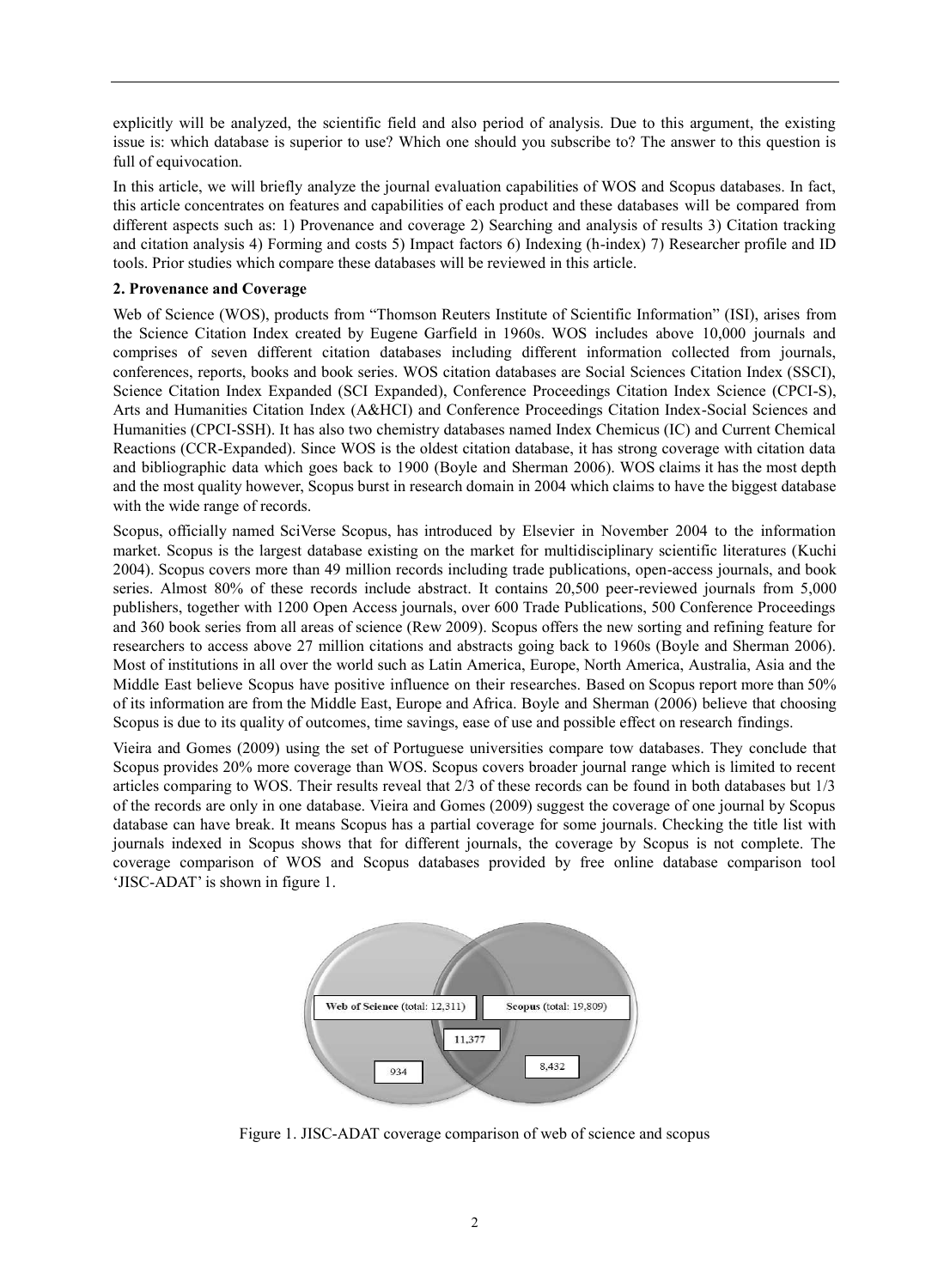explicitly will be analyzed, the scientific field and also period of analysis. Due to this argument, the existing issue is: which database is superior to use? Which one should you subscribe to? The answer to this question is full of equivocation.

In this article, we will briefly analyze the journal evaluation capabilities of WOS and Scopus databases. In fact, this article concentrates on features and capabilities of each product and these databases will be compared from different aspects such as: 1) Provenance and coverage 2) Searching and analysis of results 3) Citation tracking and citation analysis 4) Forming and costs 5) Impact factors 6) Indexing (h-index) 7) Researcher profile and ID tools. Prior studies which compare these databases will be reviewed in this article.

## 2. Provenance and Coverage

Web of Science (WOS), products from "Thomson Reuters Institute of Scientific Information" (ISI), arises from the Science Citation Index created by Eugene Garfield in 1960s. WOS includes above 10,000 journals and comprises of seven different citation databases including different information collected from journals, conferences, reports, books and book series. WOS citation databases are Social Sciences Citation Index (SSCI), Science Citation Index Expanded (SCI Expanded), Conference Proceedings Citation Index Science (CPCI-S), Arts and Humanities Citation Index (A&HCI) and Conference Proceedings Citation Index-Social Sciences and Humanities (CPCI-SSH). It has also two chemistry databases named Index Chemicus (IC) and Current Chemical Reactions (CCR-Expanded). Since WOS is the oldest citation database, it has strong coverage with citation data and bibliographic data which goes back to 1900 (Boyle and Sherman 2006). WOS claims it has the most depth and the most quality however, Scopus burst in research domain in 2004 which claims to have the biggest database with the wide range of records.

Scopus, officially named SciVerse Scopus, has introduced by Elsevier in November 2004 to the information market. Scopus is the largest database existing on the market for multidisciplinary scientific literatures (Kuchi 2004). Scopus covers more than 49 million records including trade publications, open-access journals, and book series. Almost 80% of these records include abstract. It contains 20,500 peer-reviewed journals from 5,000 publishers, together with 1200 Open Access journals, over 600 Trade Publications, 500 Conference Proceedings and 360 book series from all areas of science (Rew 2009). Scopus offers the new sorting and refining feature for researchers to access above 27 million citations and abstracts going back to 1960s (Boyle and Sherman 2006). Most of institutions in all over the world such as Latin America, Europe, North America, Australia, Asia and the Middle East believe Scopus have positive influence on their researches. Based on Scopus report more than 50% of its information are from the Middle East, Europe and Africa. Boyle and Sherman (2006) believe that choosing Scopus is due to its quality of outcomes, time savings, ease of use and possible effect on research findings.

Vieira and Gomes (2009) using the set of Portuguese universities compare tow databases. They conclude that Scopus provides 20% more coverage than WOS. Scopus covers broader journal range which is limited to recent articles comparing to WOS. Their results reveal that 2/3 of these records can be found in both databases but 1/3 of the records are only in one database. Vieira and Gomes (2009) suggest the coverage of one journal by Scopus database can have break. It means Scopus has a partial coverage for some journals. Checking the title list with journals indexed in Scopus shows that for different journals, the coverage by Scopus is not complete. The coverage comparison of WOS and Scopus databases provided by free online database comparison tool 'JISC-ADAT' is shown in figure 1.

Web of Science (total: 12,311)
Scopus (total: 19,809)
11,377
934
8,432

Figure 1. JISC-ADAT coverage comparison of web of science and scopus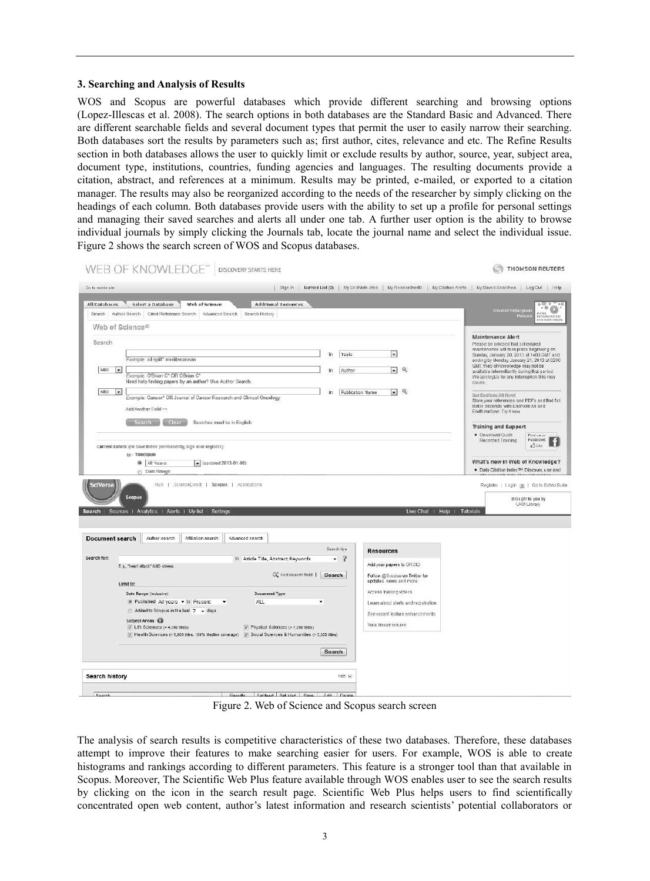### 3. Searching and Analysis of Results

WOS and Scopus are powerful databases which provide different searching and browsing options (Lopez-Illescas et al. 2008). The search options in both databases are the Standard Basic and Advanced. There are different searchable fields and several document types that permit the user to easily narrow their searching. Both databases sort the results by parameters such as; first author, cites, relevance and etc. The Refine Results section in both databases allows the user to quickly limit or exclude results by author, source, year, subject area, document type, institutions, countries, funding agencies and languages. The resulting documents provide a citation, abstract, and references at a minimum. Results may be printed, e-mailed, or exported to a citation manager. The results may also be reorganized according to the needs of the researcher by simply clicking on the headings of each column. Both databases provide users with the ability to set up a profile for personal settings and managing their saved searches and alerts all under one tab. A further user option is the ability to browse individual journals by simply clicking the Journals tab, locate the journal name and select the individual issue. Figure 2 shows the search screen of WOS and Scopus databases.

Figure 2. Web of Science and Scopus search screen

The analysis of search results is competitive characteristics of these two databases. Therefore, these databases attempt to improve their features to make searching easier for users. For example, WOS is able to create histograms and rankings according to different parameters. This feature is a stronger tool than that available in Scopus. Moreover, The Scientific Web Plus feature available through WOS enables user to see the search results by clicking on the icon in the search result page. Scientific Web Plus helps users to find scientifically concentrated open web content, author's latest information and research scientists' potential collaborators or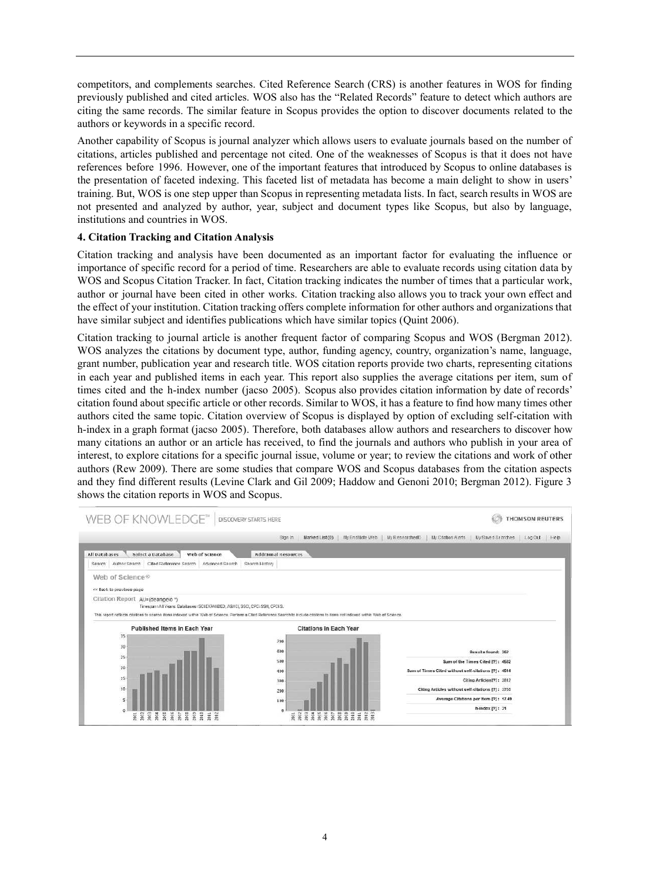competitors, and complements searches. Cited Reference Search (CRS) is another features in WOS for finding previously published and cited articles. WOS also has the "Related Records" feature to detect which authors are citing the same records. The similar feature in Scopus provides the option to discover documents related to the authors or keywords in a specific record.

Another capability of Scopus is journal analyzer which allows users to evaluate journals based on the number of citations, articles published and percentage not cited. One of the weaknesses of Scopus is that it does not have references before 1996. However, one of the important features that introduced by Scopus to online databases is the presentation of faceted indexing. This faceted list of metadata has become a main delight to show in users' training. But, WOS is one step upper than Scopus in representing metadata lists. In fact, search results in WOS are not presented and analyzed by author, year, subject and document types like Scopus, but also by language, institutions and countries in WOS.

### 4. Citation Tracking and Citation Analysis

Citation tracking and analysis have been documented as an important factor for evaluating the influence or importance of specific record for a period of time. Researchers are able to evaluate records using citation data by WOS and Scopus Citation Tracker. In fact, Citation tracking indicates the number of times that a particular work, author or journal have been cited in other works. Citation tracking also allows you to track your own effect and the effect of your institution. Citation tracking offers complete information for other authors and organizations that have similar subject and identifies publications which have similar topics (Quint 2006).

Citation tracking to journal article is another frequent factor of comparing Scopus and WOS (Bergman 2012). WOS analyzes the citations by document type, author, funding agency, country, organization's name, language, grant number, publication year and research title. WOS citation reports provide two charts, representing citations in each year and published items in each year. This report also supplies the average citations per item, sum of times cited and the h-index number (jacso 2005). Scopus also provides citation information by date of records' citation found about specific article or other records. Similar to WOS, it has a feature to find how many times other authors cited the same topic. Citation overview of Scopus is displayed by option of excluding self-citation with h-index in a graph format (jacso 2005). Therefore, both databases allow authors and researchers to discover how many citations an author or an article has received, to find the journals and authors who publish in your area of interest, to explore citations for a specific journal issue, volume or year; to review the citations and work of other authors (Rew 2009). There are some studies that compare WOS and Scopus databases from the citation aspects and they find different results (Levine Clark and Gil 2009; Haddow and Genoni 2010; Bergman 2012). Figure 3 shows the citation reports in WOS and Scopus.

WEB OF KNOWLEDGE℠ DISCOVERY STARTS HERE

THOMSON REUTERS

Sign In | Marked List (0) | My EndNote Web | My ResearcherID | My Citation Alerts | My Saved Searches | Log Out | Help

All Databases | Select a Database | Web of Science | Additional Resources

Search | Author Search | Cited Reference Search | Advanced Search | Search History

Web of Science®

<< Back to previous page

Citation Report AU=(deangelo *)

Timespan=All Years. Databases=SCI-EXPANDED, A&HCI, SSCI, CPCI-SSH, CPCI-S.

This report reflects citations to source items indexed within Web of Science. Perform a Cited Reference Search to include citations to items not indexed within Web of Science.

Published Items in Each Year

Citations in Each Year

Results found: 382

Sum of the Times Cited [?] : 4582

Sum of Times Cited without self-citations [?] : 4514

Citing Articles [?] : 3812

Citing Articles without self-citations [?] : 3736

Average Citations per Item [?] : 17.49

h-index [?] : 31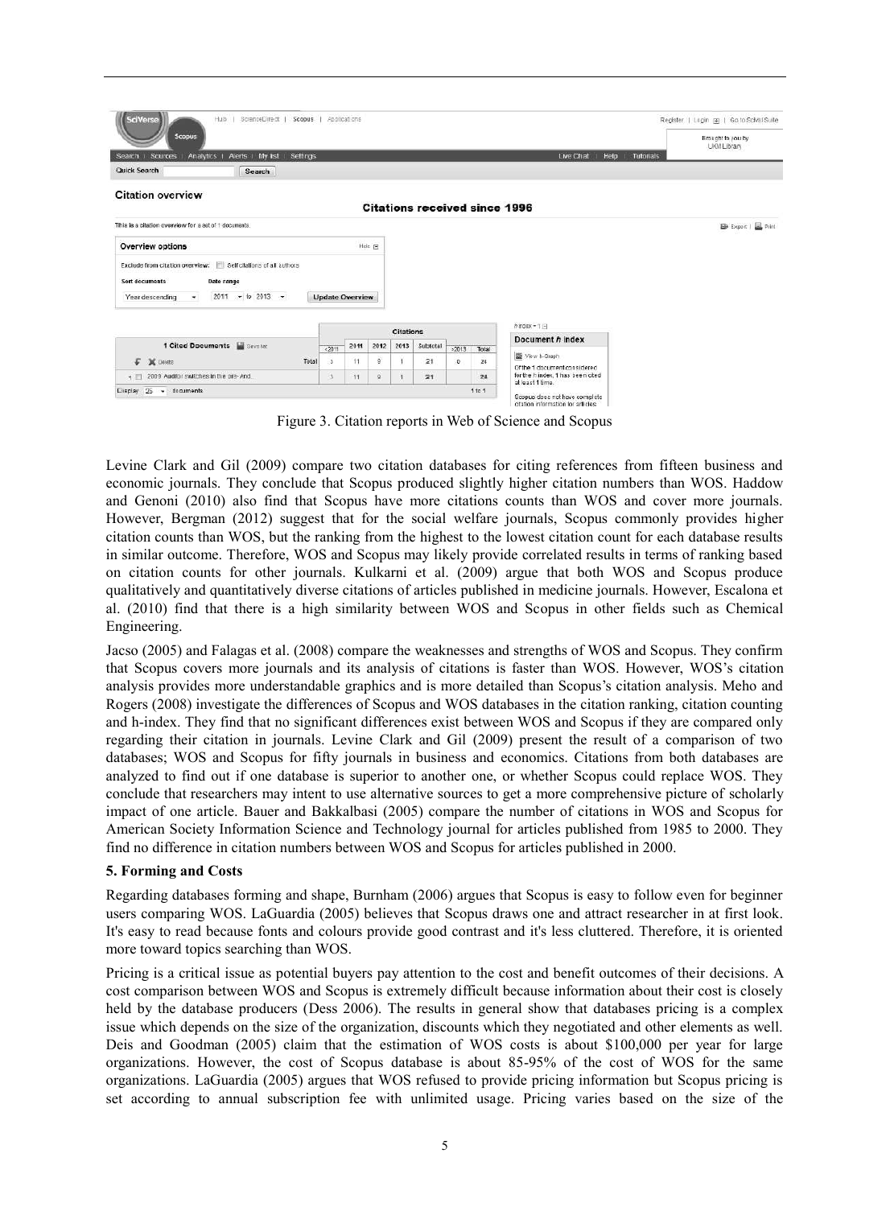Figure 3. Citation reports in Web of Science and Scopus

Levine Clark and Gil (2009) compare two citation databases for citing references from fifteen business and economic journals. They conclude that Scopus produced slightly higher citation numbers than WOS. Haddow and Genoni (2010) also find that Scopus have more citations counts than WOS and cover more journals. However, Bergman (2012) suggest that for the social welfare journals, Scopus commonly provides higher citation counts than WOS, but the ranking from the highest to the lowest citation count for each database results in similar outcome. Therefore, WOS and Scopus may likely provide correlated results in terms of ranking based on citation counts for other journals. Kulkarni et al. (2009) argue that both WOS and Scopus produce qualitatively and quantitatively diverse citations of articles published in medicine journals. However, Escalona et al. (2010) find that there is a high similarity between WOS and Scopus in other fields such as Chemical Engineering.

Jacso (2005) and Falagas et al. (2008) compare the weaknesses and strengths of WOS and Scopus. They confirm that Scopus covers more journals and its analysis of citations is faster than WOS. However, WOS's citation analysis provides more understandable graphics and is more detailed than Scopus's citation analysis. Meho and Rogers (2008) investigate the differences of Scopus and WOS databases in the citation ranking, citation counting and h-index. They find that no significant differences exist between WOS and Scopus if they are compared only regarding their citation in journals. Levine Clark and Gil (2009) present the result of a comparison of two databases; WOS and Scopus for fifty journals in business and economics. Citations from both databases are analyzed to find out if one database is superior to another one, or whether Scopus could replace WOS. They conclude that researchers may intent to use alternative sources to get a more comprehensive picture of scholarly impact of one article. Bauer and Bakkalbasi (2005) compare the number of citations in WOS and Scopus for American Society Information Science and Technology journal for articles published from 1985 to 2000. They find no difference in citation numbers between WOS and Scopus for articles published in 2000.

### 5. Forming and Costs

Regarding databases forming and shape, Burnham (2006) argues that Scopus is easy to follow even for beginner users comparing WOS. LaGuardia (2005) believes that Scopus draws one and attract researcher in at first look. It's easy to read because fonts and colours provide good contrast and it's less cluttered. Therefore, it is oriented more toward topics searching than WOS.

Pricing is a critical issue as potential buyers pay attention to the cost and benefit outcomes of their decisions. A cost comparison between WOS and Scopus is extremely difficult because information about their cost is closely held by the database producers (Dess 2006). The results in general show that databases pricing is a complex issue which depends on the size of the organization, discounts which they negotiated and other elements as well. Deis and Goodman (2005) claim that the estimation of WOS costs is about \$100,000 per year for large organizations. However, the cost of Scopus database is about 85-95% of the cost of WOS for the same organizations. LaGuardia (2005) argues that WOS refused to provide pricing information but Scopus pricing is set according to annual subscription fee with unlimited usage. Pricing varies based on the size of the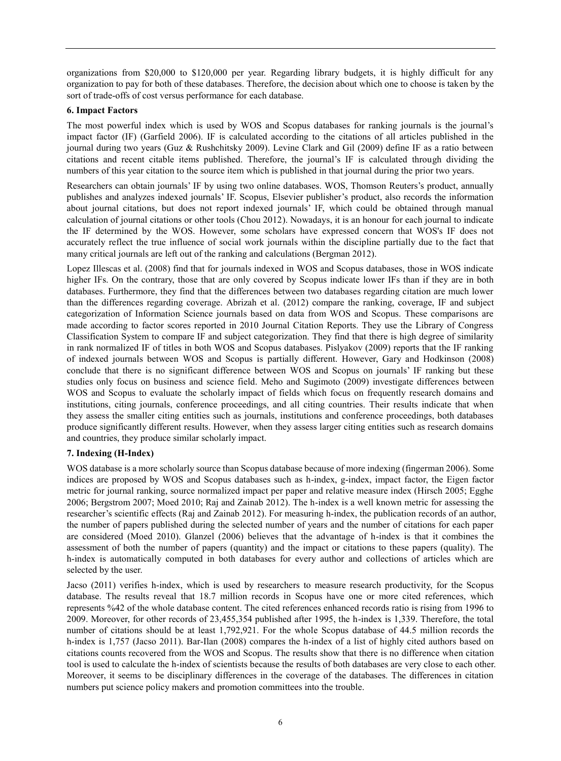organizations from $20,000 to $120,000 per year. Regarding library budgets, it is highly difficult for any organization to pay for both of these databases. Therefore, the decision about which one to choose is taken by the sort of trade-offs of cost versus performance for each database.

### 6. Impact Factors

The most powerful index which is used by WOS and Scopus databases for ranking journals is the journal's impact factor (IF) (Garfield 2006). IF is calculated according to the citations of all articles published in the journal during two years (Guz & Rushchitsky 2009). Levine Clark and Gil (2009) define IF as a ratio between citations and recent citable items published. Therefore, the journal's IF is calculated through dividing the numbers of this year citation to the source item which is published in that journal during the prior two years.

Researchers can obtain journals' IF by using two online databases. WOS, Thomson Reuters's product, annually publishes and analyzes indexed journals' IF. Scopus, Elsevier publisher's product, also records the information about journal citations, but does not report indexed journals' IF, which could be obtained through manual calculation of journal citations or other tools (Chou 2012). Nowadays, it is an honour for each journal to indicate the IF determined by the WOS. However, some scholars have expressed concern that WOS's IF does not accurately reflect the true influence of social work journals within the discipline partially due to the fact that many critical journals are left out of the ranking and calculations (Bergman 2012).

Lopez Illescas et al. (2008) find that for journals indexed in WOS and Scopus databases, those in WOS indicate higher IFs. On the contrary, those that are only covered by Scopus indicate lower IFs than if they are in both databases. Furthermore, they find that the differences between two databases regarding citation are much lower than the differences regarding coverage. Abrizah et al. (2012) compare the ranking, coverage, IF and subject categorization of Information Science journals based on data from WOS and Scopus. These comparisons are made according to factor scores reported in 2010 Journal Citation Reports. They use the Library of Congress Classification System to compare IF and subject categorization. They find that there is high degree of similarity in rank normalized IF of titles in both WOS and Scopus databases. Pislyakov (2009) reports that the IF ranking of indexed journals between WOS and Scopus is partially different. However, Gary and Hodkinson (2008) conclude that there is no significant difference between WOS and Scopus on journals' IF ranking but these studies only focus on business and science field. Meho and Sugimoto (2009) investigate differences between WOS and Scopus to evaluate the scholarly impact of fields which focus on frequently research domains and institutions, citing journals, conference proceedings, and all citing countries. Their results indicate that when they assess the smaller citing entities such as journals, institutions and conference proceedings, both databases produce significantly different results. However, when they assess larger citing entities such as research domains and countries, they produce similar scholarly impact.

### 7. Indexing (H-Index)

WOS database is a more scholarly source than Scopus database because of more indexing (fingerman 2006). Some indices are proposed by WOS and Scopus databases such as h-index, g-index, impact factor, the Eigen factor metric for journal ranking, source normalized impact per paper and relative measure index (Hirsch 2005; Egghe 2006; Bergstrom 2007; Moed 2010; Raj and Zainab 2012). The h-index is a well known metric for assessing the researcher's scientific effects (Raj and Zainab 2012). For measuring h-index, the publication records of an author, the number of papers published during the selected number of years and the number of citations for each paper are considered (Moed 2010). Glanzel (2006) believes that the advantage of h-index is that it combines the assessment of both the number of papers (quantity) and the impact or citations to these papers (quality). The h-index is automatically computed in both databases for every author and collections of articles which are selected by the user.

Jacso (2011) verifies h-index, which is used by researchers to measure research productivity, for the Scopus database. The results reveal that 18.7 million records in Scopus have one or more cited references, which represents %42 of the whole database content. The cited references enhanced records ratio is rising from 1996 to 2009. Moreover, for other records of 23,455,354 published after 1995, the h-index is 1,339. Therefore, the total number of citations should be at least 1,792,921. For the whole Scopus database of 44.5 million records the h-index is 1,757 (Jacso 2011). Bar-Ilan (2008) compares the h-index of a list of highly cited authors based on citations counts recovered from the WOS and Scopus. The results show that there is no difference when citation tool is used to calculate the h-index of scientists because the results of both databases are very close to each other. Moreover, it seems to be disciplinary differences in the coverage of the databases. The differences in citation numbers put science policy makers and promotion committees into the trouble.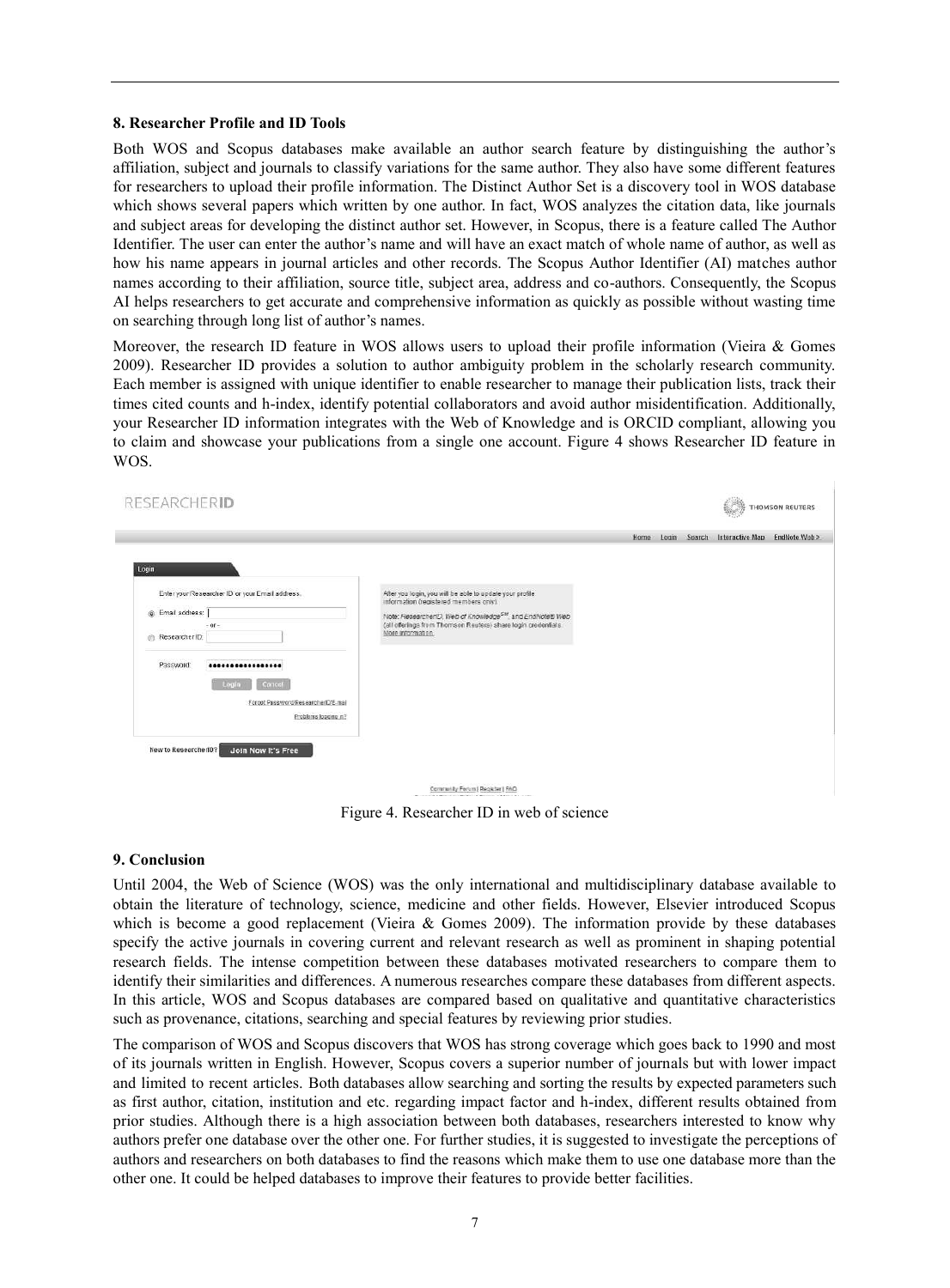## 8. Researcher Profile and ID Tools

Both WOS and Scopus databases make available an author search feature by distinguishing the author's affiliation, subject and journals to classify variations for the same author. They also have some different features for researchers to upload their profile information. The Distinct Author Set is a discovery tool in WOS database which shows several papers which written by one author. In fact, WOS analyzes the citation data, like journals and subject areas for developing the distinct author set. However, in Scopus, there is a feature called The Author Identifier. The user can enter the author's name and will have an exact match of whole name of author, as well as how his name appears in journal articles and other records. The Scopus Author Identifier (AI) matches author names according to their affiliation, source title, subject area, address and co-authors. Consequently, the Scopus AI helps researchers to get accurate and comprehensive information as quickly as possible without wasting time on searching through long list of author's names.

Moreover, the research ID feature in WOS allows users to upload their profile information (Vieira & Gomes 2009). Researcher ID provides a solution to author ambiguity problem in the scholarly research community. Each member is assigned with unique identifier to enable researcher to manage their publication lists, track their times cited counts and h-index, identify potential collaborators and avoid author misidentification. Additionally, your Researcher ID information integrates with the Web of Knowledge and is ORCID compliant, allowing you to claim and showcase your publications from a single one account. Figure 4 shows Researcher ID feature in WOS.

Figure 4. Researcher ID in web of science

## 9. Conclusion

Until 2004, the Web of Science (WOS) was the only international and multidisciplinary database available to obtain the literature of technology, science, medicine and other fields. However, Elsevier introduced Scopus which is become a good replacement (Vieira & Gomes 2009). The information provide by these databases specify the active journals in covering current and relevant research as well as prominent in shaping potential research fields. The intense competition between these databases motivated researchers to compare them to identify their similarities and differences. A numerous researches compare these databases from different aspects. In this article, WOS and Scopus databases are compared based on qualitative and quantitative characteristics such as provenance, citations, searching and special features by reviewing prior studies.

The comparison of WOS and Scopus discovers that WOS has strong coverage which goes back to 1990 and most of its journals written in English. However, Scopus covers a superior number of journals but with lower impact and limited to recent articles. Both databases allow searching and sorting the results by expected parameters such as first author, citation, institution and etc. regarding impact factor and h-index, different results obtained from prior studies. Although there is a high association between both databases, researchers interested to know why authors prefer one database over the other one. For further studies, it is suggested to investigate the perceptions of authors and researchers on both databases to find the reasons which make them to use one database more than the other one. It could be helped databases to improve their features to provide better facilities.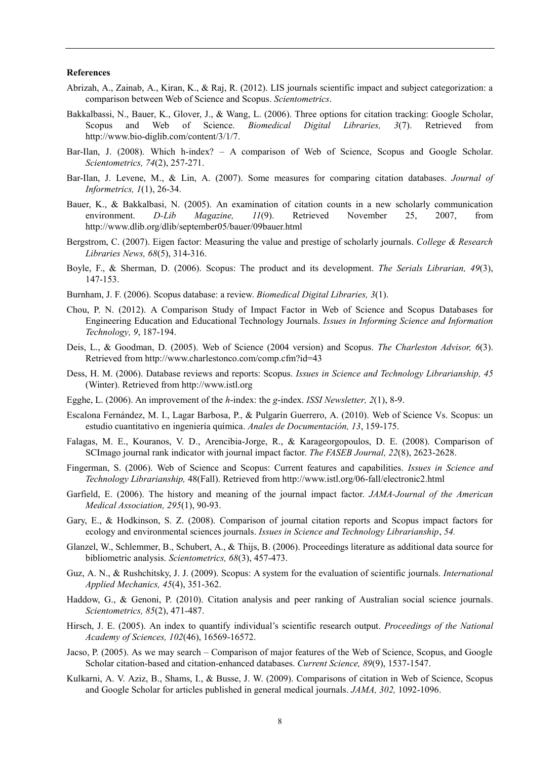**References**

Abrizah, A., Zainab, A., Kiran, K., & Raj, R. (2012). LIS journals scientific impact and subject categorization: a comparison between Web of Science and Scopus. *Scientometrics*.

Bakkalbassi, N., Bauer, K., Glover, J., & Wang, L. (2006). Three options for citation tracking: Google Scholar, Scopus and Web of Science. *Biomedical Digital Libraries, 3*(7). Retrieved from http://www.bio-diglib.com/content/3/1/7.

Bar-Ilan, J. (2008). Which h-index? – A comparison of Web of Science, Scopus and Google Scholar. *Scientometrics, 74*(2), 257-271.

Bar-Ilan, J. Levene, M., & Lin, A. (2007). Some measures for comparing citation databases. *Journal of Informetrics, 1*(1), 26-34.

Bauer, K., & Bakkalbasi, N. (2005). An examination of citation counts in a new scholarly communication environment. *D-Lib Magazine, 11*(9). Retrieved November 25, 2007, from http://www.dlib.org/dlib/september05/bauer/09bauer.html

Bergstrom, C. (2007). Eigen factor: Measuring the value and prestige of scholarly journals. *College & Research Libraries News, 68*(5), 314-316.

Boyle, F., & Sherman, D. (2006). Scopus: The product and its development. *The Serials Librarian, 49*(3), 147-153.

Burnham, J. F. (2006). Scopus database: a review. *Biomedical Digital Libraries, 3*(1).

Chou, P. N. (2012). A Comparison Study of Impact Factor in Web of Science and Scopus Databases for Engineering Education and Educational Technology Journals. *Issues in Informing Science and Information Technology, 9*, 187-194.

Deis, L., & Goodman, D. (2005). Web of Science (2004 version) and Scopus. *The Charleston Advisor, 6*(3). Retrieved from http://www.charlestonco.com/comp.cfm?id=43

Dess, H. M. (2006). Database reviews and reports: Scopus. *Issues in Science and Technology Librarianship, 45* (Winter). Retrieved from http://www.istl.org

Egghe, L. (2006). An improvement of the *h*-index: the *g*-index. *ISSI Newsletter, 2*(1), 8-9.

Escalona Fernández, M. I., Lagar Barbosa, P., & Pulgarín Guerrero, A. (2010). Web of Science Vs. Scopus: un estudio cuantitativo en ingeniería química. *Anales de Documentación, 13*, 159-175.

Falagas, M. E., Kouranos, V. D., Arencibia-Jorge, R., & Karageorgopoulos, D. E. (2008). Comparison of SCImago journal rank indicator with journal impact factor. *The FASEB Journal, 22*(8), 2623-2628.

Fingerman, S. (2006). Web of Science and Scopus: Current features and capabilities. *Issues in Science and Technology Librarianship,* 48(Fall). Retrieved from http://www.istl.org/06-fall/electronic2.html

Garfield, E. (2006). The history and meaning of the journal impact factor. *JAMA-Journal of the American Medical Association, 295*(1), 90-93.

Gary, E., & Hodkinson, S. Z. (2008). Comparison of journal citation reports and Scopus impact factors for ecology and environmental sciences journals. *Issues in Science and Technology Librarianship*, *54.*

Glanzel, W., Schlemmer, B., Schubert, A., & Thijs, B. (2006). Proceedings literature as additional data source for bibliometric analysis. *Scientometrics, 68*(3), 457-473.

Guz, A. N., & Rushchitsky, J. J. (2009). Scopus: A system for the evaluation of scientific journals. *International Applied Mechanics, 45*(4), 351-362.

Haddow, G., & Genoni, P. (2010). Citation analysis and peer ranking of Australian social science journals. *Scientometrics, 85*(2), 471-487.

Hirsch, J. E. (2005). An index to quantify individual's scientific research output. *Proceedings of the National Academy of Sciences, 102*(46), 16569-16572.

Jacso, P. (2005). As we may search – Comparison of major features of the Web of Science, Scopus, and Google Scholar citation-based and citation-enhanced databases. *Current Science, 89*(9), 1537-1547.

Kulkarni, A. V. Aziz, B., Shams, I., & Busse, J. W. (2009). Comparisons of citation in Web of Science, Scopus and Google Scholar for articles published in general medical journals. *JAMA, 302,* 1092-1096.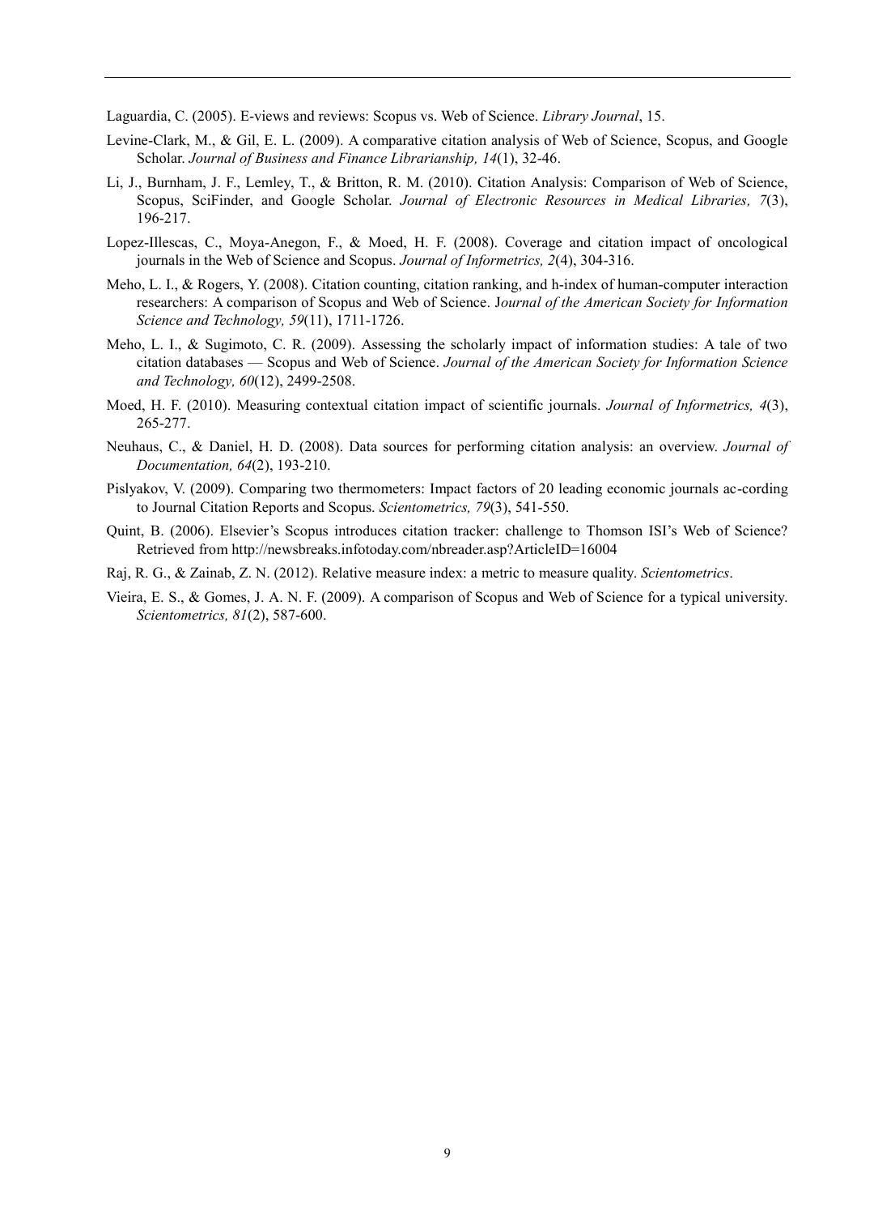Laguardia, C. (2005). E-views and reviews: Scopus vs. Web of Science. *Library Journal*, 15.

Levine-Clark, M., & Gil, E. L. (2009). A comparative citation analysis of Web of Science, Scopus, and Google Scholar. *Journal of Business and Finance Librarianship, 14*(1), 32-46.

Li, J., Burnham, J. F., Lemley, T., & Britton, R. M. (2010). Citation Analysis: Comparison of Web of Science, Scopus, SciFinder, and Google Scholar. *Journal of Electronic Resources in Medical Libraries, 7*(3), 196-217.

Lopez-Illescas, C., Moya-Anegon, F., & Moed, H. F. (2008). Coverage and citation impact of oncological journals in the Web of Science and Scopus. *Journal of Informetrics, 2*(4), 304-316.

Meho, L. I., & Rogers, Y. (2008). Citation counting, citation ranking, and h-index of human-computer interaction researchers: A comparison of Scopus and Web of Science. J*ournal of the American Society for Information Science and Technology, 59*(11), 1711-1726.

Meho, L. I., & Sugimoto, C. R. (2009). Assessing the scholarly impact of information studies: A tale of two citation databases — Scopus and Web of Science. *Journal of the American Society for Information Science and Technology, 60*(12), 2499-2508.

Moed, H. F. (2010). Measuring contextual citation impact of scientific journals. *Journal of Informetrics, 4*(3), 265-277.

Neuhaus, C., & Daniel, H. D. (2008). Data sources for performing citation analysis: an overview. *Journal of Documentation, 64*(2), 193-210.

Pislyakov, V. (2009). Comparing two thermometers: Impact factors of 20 leading economic journals ac-cording to Journal Citation Reports and Scopus. *Scientometrics, 79*(3), 541-550.

Quint, B. (2006). Elsevier's Scopus introduces citation tracker: challenge to Thomson ISI's Web of Science? Retrieved from http://newsbreaks.infotoday.com/nbreader.asp?ArticleID=16004

Raj, R. G., & Zainab, Z. N. (2012). Relative measure index: a metric to measure quality. *Scientometrics*.

Vieira, E. S., & Gomes, J. A. N. F. (2009). A comparison of Scopus and Web of Science for a typical university. *Scientometrics, 81*(2), 587-600.